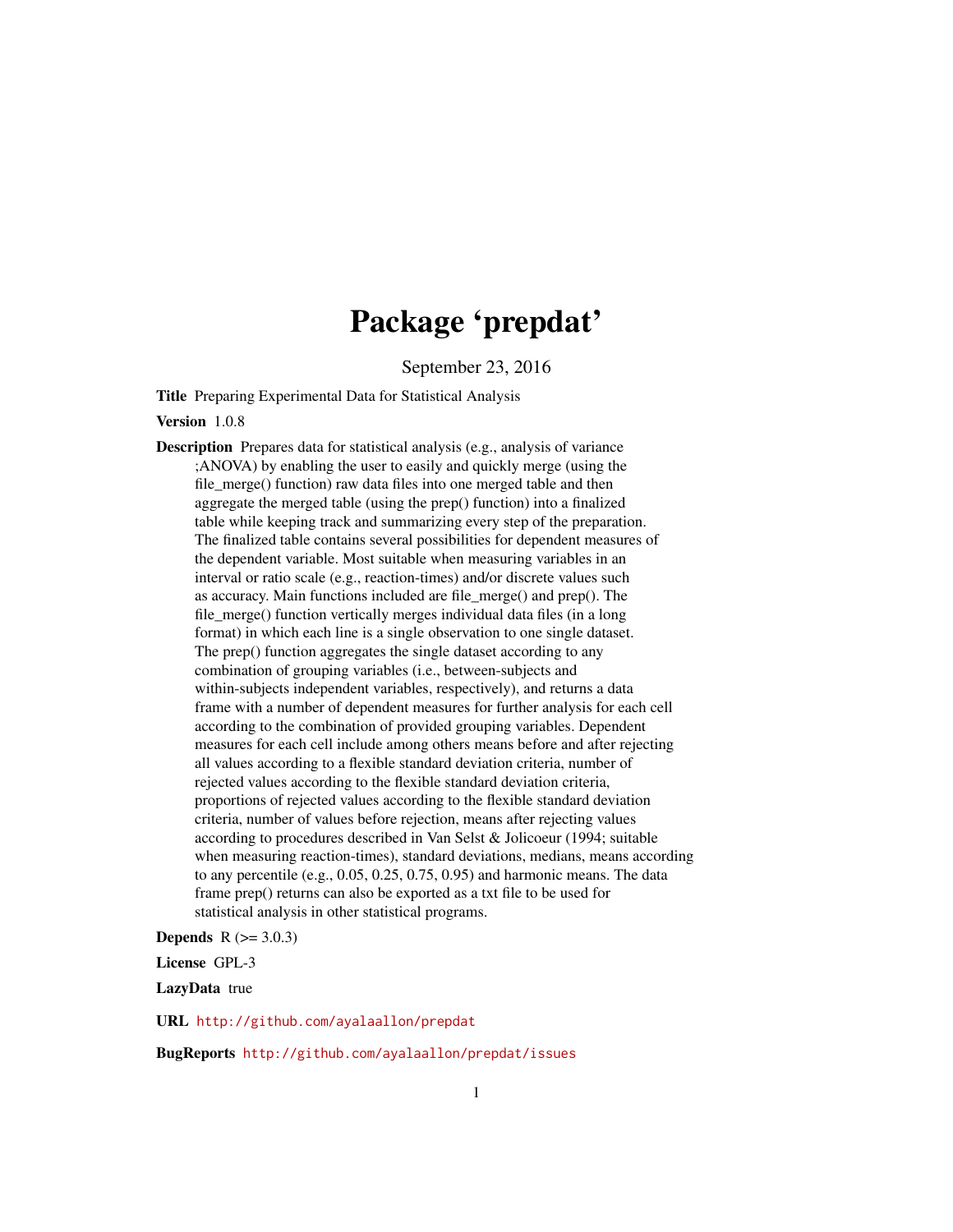# Package ‘prepdat’

September 23, 2016

**Title** Preparing Experimental Data for Statistical Analysis

**Version** 1.0.8

**Description** Prepares data for statistical analysis (e.g., analysis of variance ;ANOVA) by enabling the user to easily and quickly merge (using the file_merge() function) raw data files into one merged table and then aggregate the merged table (using the prep() function) into a finalized table while keeping track and summarizing every step of the preparation. The finalized table contains several possibilities for dependent measures of the dependent variable. Most suitable when measuring variables in an interval or ratio scale (e.g., reaction-times) and/or discrete values such as accuracy. Main functions included are file_merge() and prep(). The file_merge() function vertically merges individual data files (in a long format) in which each line is a single observation to one single dataset. The prep() function aggregates the single dataset according to any combination of grouping variables (i.e., between-subjects and within-subjects independent variables, respectively), and returns a data frame with a number of dependent measures for further analysis for each cell according to the combination of provided grouping variables. Dependent measures for each cell include among others means before and after rejecting all values according to a flexible standard deviation criteria, number of rejected values according to the flexible standard deviation criteria, proportions of rejected values according to the flexible standard deviation criteria, number of values before rejection, means after rejecting values according to procedures described in Van Selst & Jolicoeur (1994; suitable when measuring reaction-times), standard deviations, medians, means according to any percentile (e.g., 0.05, 0.25, 0.75, 0.95) and harmonic means. The data frame prep() returns can also be exported as a txt file to be used for statistical analysis in other statistical programs.

**Depends** R (>= 3.0.3)

**License** GPL-3

**LazyData** true

**URL** http://github.com/ayalaallon/prepdat

**BugReports** http://github.com/ayalaallon/prepdat/issues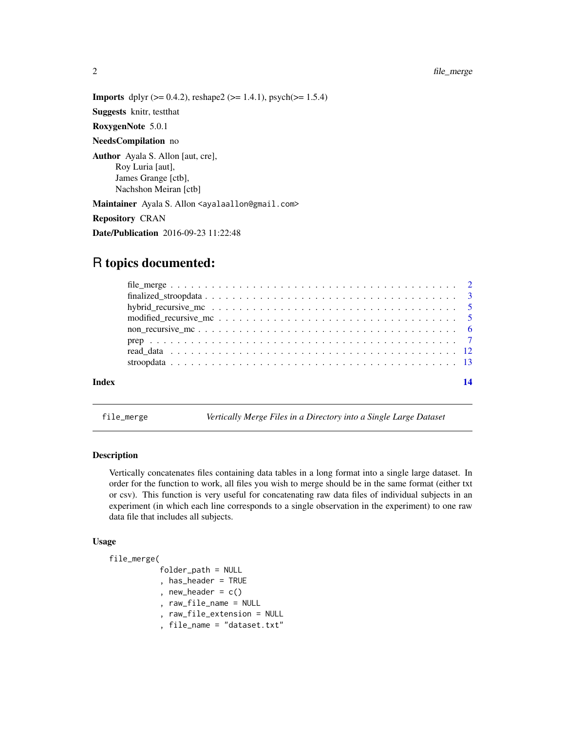**Imports** dplyr (>= 0.4.2), reshape2 (>= 1.4.1), psych(>= 1.5.4)

**Suggests** knitr, testthat

**RoxygenNote** 5.0.1

**NeedsCompilation** no

**Author** Ayala S. Allon [aut, cre],
Roy Luria [aut],
James Grange [ctb],
Nachshon Meiran [ctb]

**Maintainer** Ayala S. Allon <ayalaallon@gmail.com>

**Repository** CRAN

**Date/Publication** 2016-09-23 11:22:48

# R topics documented:

| | |
|---|---|
| file_merge | 2 |
| finalized_stroopdata | 3 |
| hybrid_recursive_mc | 5 |
| modified_recursive_mc | 5 |
| non_recursive_mc | 6 |
| prep | 7 |
| read_data | 12 |
| stroopdata | 13 |
| **Index** | **14** |

---

## file_merge — *Vertically Merge Files in a Directory into a Single Large Dataset*

### Description

Vertically concatenates files containing data tables in a long format into a single large dataset. In order for the function to work, all files you wish to merge should be in the same format (either txt or csv). This function is very useful for concatenating raw data files of individual subjects in an experiment (in which each line corresponds to a single observation in the experiment) to one raw data file that includes all subjects.

### Usage

```
file_merge(
           folder_path = NULL
           , has_header = TRUE
           , new_header = c()
           , raw_file_name = NULL
           , raw_file_extension = NULL
           , file_name = "dataset.txt"
```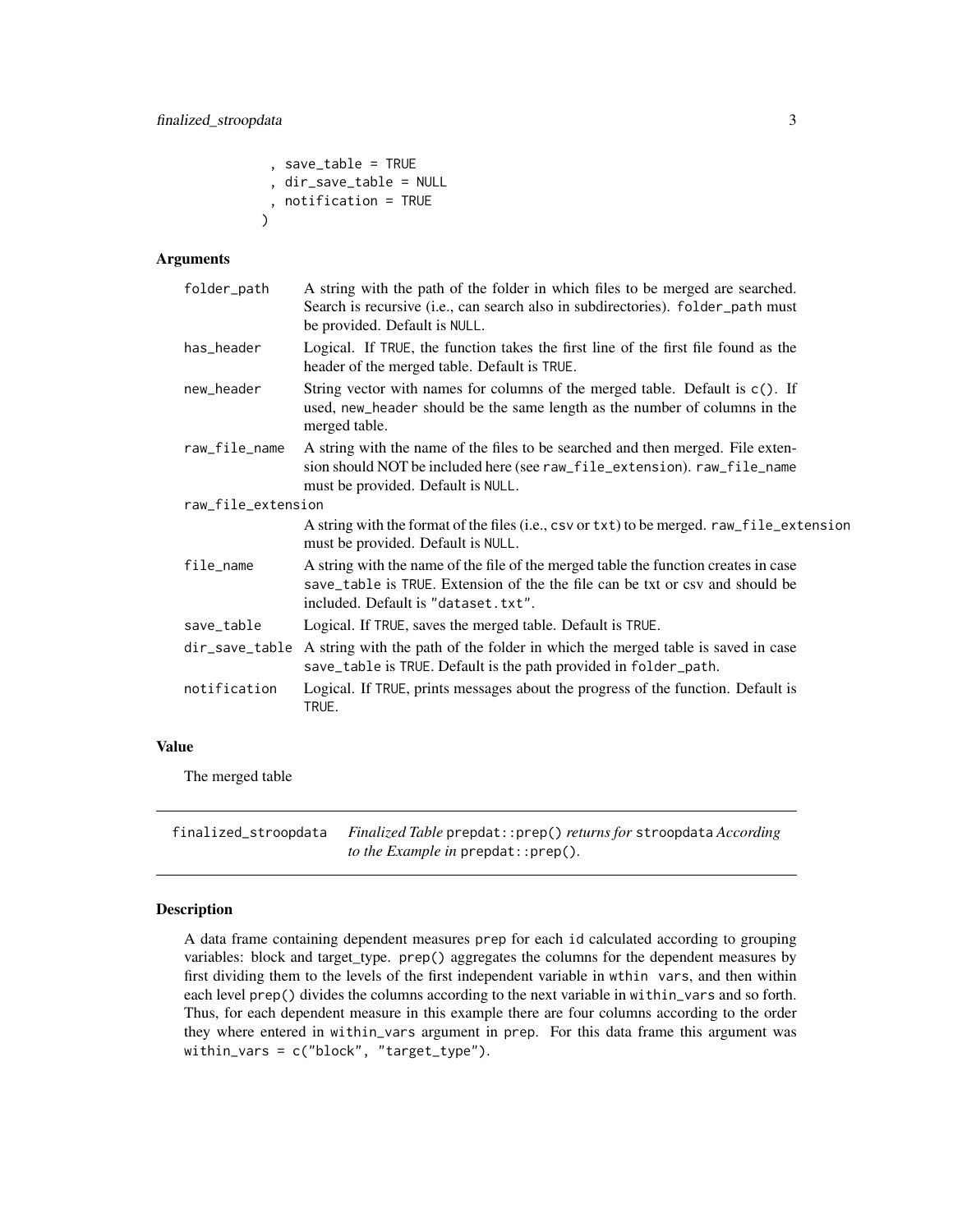```
  , save_table = TRUE
  , dir_save_table = NULL
  , notification = TRUE
)
```

### Arguments

| | |
|---|---|
| `folder_path` | A string with the path of the folder in which files to be merged are searched. Search is recursive (i.e., can search also in subdirectories). `folder_path` must be provided. Default is `NULL`. |
| `has_header` | Logical. If `TRUE`, the function takes the first line of the first file found as the header of the merged table. Default is `TRUE`. |
| `new_header` | String vector with names for columns of the merged table. Default is `c()`. If used, `new_header` should be the same length as the number of columns in the merged table. |
| `raw_file_name` | A string with the name of the files to be searched and then merged. File extension should NOT be included here (see `raw_file_extension`). `raw_file_name` must be provided. Default is `NULL`. |
| `raw_file_extension` | A string with the format of the files (i.e., `csv` or `txt`) to be merged. `raw_file_extension` must be provided. Default is `NULL`. |
| `file_name` | A string with the name of the file of the merged table the function creates in case `save_table` is `TRUE`. Extension of the the file can be txt or csv and should be included. Default is `"dataset.txt"`. |
| `save_table` | Logical. If `TRUE`, saves the merged table. Default is `TRUE`. |
| `dir_save_table` | A string with the path of the folder in which the merged table is saved in case `save_table` is `TRUE`. Default is the path provided in `folder_path`. |
| `notification` | Logical. If `TRUE`, prints messages about the progress of the function. Default is `TRUE`. |

### Value

The merged table

---

`finalized_stroopdata` *Finalized Table* `prepdat::prep()` *returns for* `stroopdata` *According to the Example in* `prepdat::prep()`.

---

### Description

A data frame containing dependent measures `prep` for each `id` calculated according to grouping variables: block and target_type. `prep()` aggregates the columns for the dependent measures by first dividing them to the levels of the first independent variable in `wthin vars`, and then within each level `prep()` divides the columns according to the next variable in `within_vars` and so forth. Thus, for each dependent measure in this example there are four columns according to the order they where entered in `within_vars` argument in `prep`. For this data frame this argument was `within_vars = c("block", "target_type")`.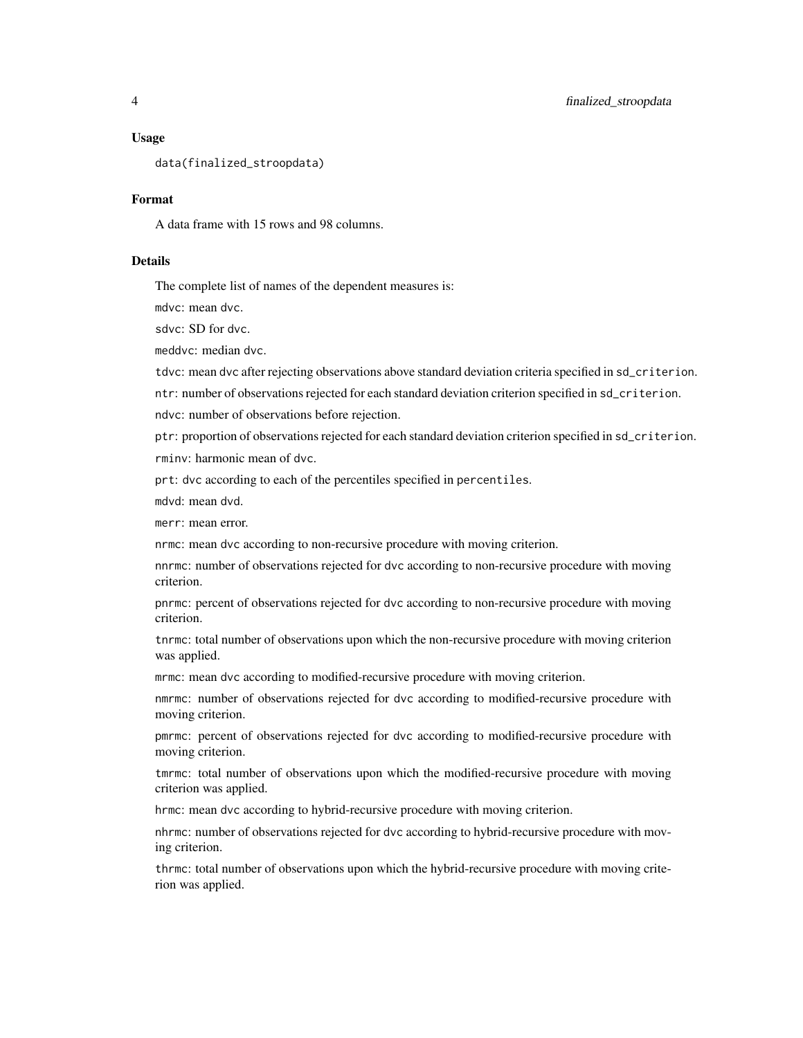### Usage

```
data(finalized_stroopdata)
```

### Format

A data frame with 15 rows and 98 columns.

### Details

The complete list of names of the dependent measures is:

`mdvc`: mean `dvc`.

`sdvc`: SD for `dvc`.

`meddvc`: median `dvc`.

`tdvc`: mean `dvc` after rejecting observations above standard deviation criteria specified in `sd_criterion`.

`ntr`: number of observations rejected for each standard deviation criterion specified in `sd_criterion`.

`ndvc`: number of observations before rejection.

`ptr`: proportion of observations rejected for each standard deviation criterion specified in `sd_criterion`.

`rminv`: harmonic mean of `dvc`.

`prt`: `dvc` according to each of the percentiles specified in `percentiles`.

`mdvd`: mean `dvd`.

`merr`: mean error.

`nrmc`: mean `dvc` according to non-recursive procedure with moving criterion.

`nnrmc`: number of observations rejected for `dvc` according to non-recursive procedure with moving criterion.

`pnrmc`: percent of observations rejected for `dvc` according to non-recursive procedure with moving criterion.

`tnrmc`: total number of observations upon which the non-recursive procedure with moving criterion was applied.

`mrmc`: mean `dvc` according to modified-recursive procedure with moving criterion.

`nmrmc`: number of observations rejected for `dvc` according to modified-recursive procedure with moving criterion.

`pmrmc`: percent of observations rejected for `dvc` according to modified-recursive procedure with moving criterion.

`tmrmc`: total number of observations upon which the modified-recursive procedure with moving criterion was applied.

`hrmc`: mean `dvc` according to hybrid-recursive procedure with moving criterion.

`nhrmc`: number of observations rejected for `dvc` according to hybrid-recursive procedure with moving criterion.

`thrmc`: total number of observations upon which the hybrid-recursive procedure with moving criterion was applied.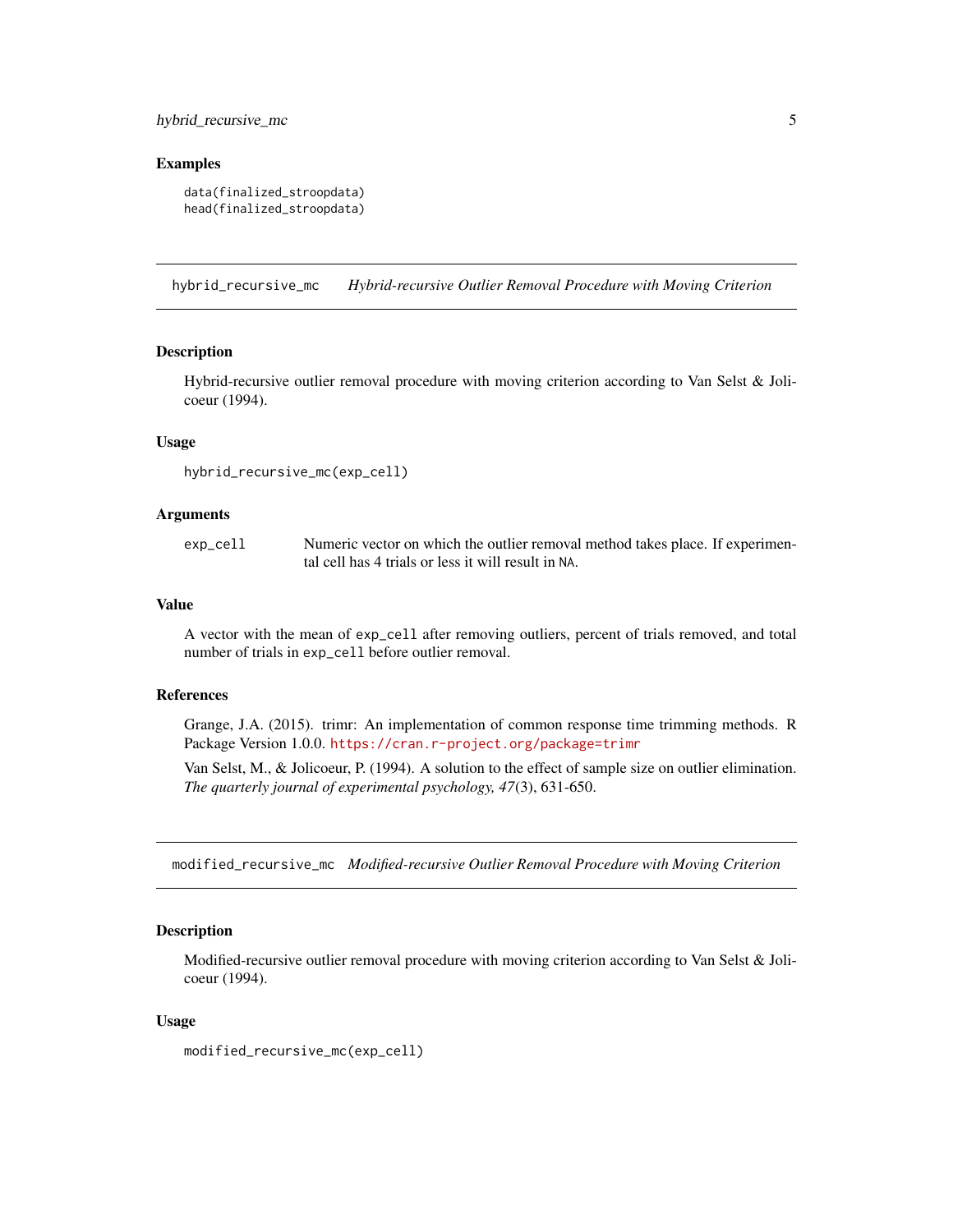## Examples

```
data(finalized_stroopdata)
head(finalized_stroopdata)
```

---

## hybrid_recursive_mc *Hybrid-recursive Outlier Removal Procedure with Moving Criterion*

### Description

Hybrid-recursive outlier removal procedure with moving criterion according to Van Selst & Jolicoeur (1994).

### Usage

```
hybrid_recursive_mc(exp_cell)
```

### Arguments

| | |
|---|---|
| `exp_cell` | Numeric vector on which the outlier removal method takes place. If experimental cell has 4 trials or less it will result in `NA`. |

### Value

A vector with the mean of `exp_cell` after removing outliers, percent of trials removed, and total number of trials in `exp_cell` before outlier removal.

### References

Grange, J.A. (2015). trimr: An implementation of common response time trimming methods. R Package Version 1.0.0. https://cran.r-project.org/package=trimr

Van Selst, M., & Jolicoeur, P. (1994). A solution to the effect of sample size on outlier elimination. *The quarterly journal of experimental psychology, 47*(3), 631-650.

---

## modified_recursive_mc *Modified-recursive Outlier Removal Procedure with Moving Criterion*

### Description

Modified-recursive outlier removal procedure with moving criterion according to Van Selst & Jolicoeur (1994).

### Usage

```
modified_recursive_mc(exp_cell)
```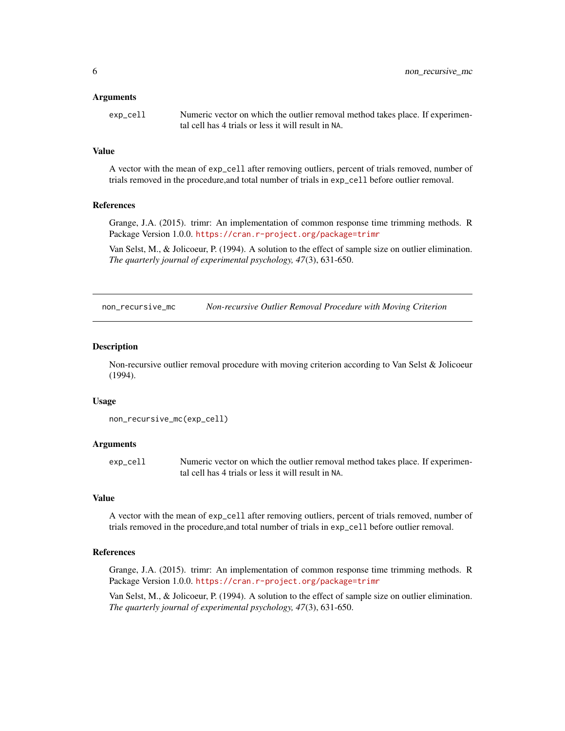### Arguments

`exp_cell` Numeric vector on which the outlier removal method takes place. If experimental cell has 4 trials or less it will result in `NA`.

### Value

A vector with the mean of `exp_cell` after removing outliers, percent of trials removed, number of trials removed in the procedure,and total number of trials in `exp_cell` before outlier removal.

### References

Grange, J.A. (2015). trimr: An implementation of common response time trimming methods. R Package Version 1.0.0. https://cran.r-project.org/package=trimr

Van Selst, M., & Jolicoeur, P. (1994). A solution to the effect of sample size on outlier elimination. *The quarterly journal of experimental psychology, 47*(3), 631-650.

---

## non_recursive_mc *Non-recursive Outlier Removal Procedure with Moving Criterion*

### Description

Non-recursive outlier removal procedure with moving criterion according to Van Selst & Jolicoeur (1994).

### Usage

```
non_recursive_mc(exp_cell)
```

### Arguments

`exp_cell` Numeric vector on which the outlier removal method takes place. If experimental cell has 4 trials or less it will result in `NA`.

### Value

A vector with the mean of `exp_cell` after removing outliers, percent of trials removed, number of trials removed in the procedure,and total number of trials in `exp_cell` before outlier removal.

### References

Grange, J.A. (2015). trimr: An implementation of common response time trimming methods. R Package Version 1.0.0. https://cran.r-project.org/package=trimr

Van Selst, M., & Jolicoeur, P. (1994). A solution to the effect of sample size on outlier elimination. *The quarterly journal of experimental psychology, 47*(3), 631-650.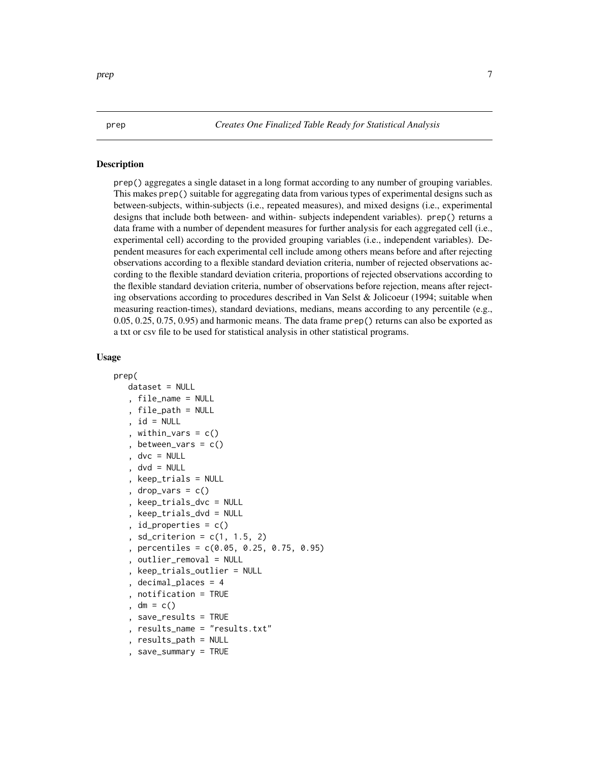prep *Creates One Finalized Table Ready for Statistical Analysis*

## Description

prep() aggregates a single dataset in a long format according to any number of grouping variables. This makes prep() suitable for aggregating data from various types of experimental designs such as between-subjects, within-subjects (i.e., repeated measures), and mixed designs (i.e., experimental designs that include both between- and within- subjects independent variables). prep() returns a data frame with a number of dependent measures for further analysis for each aggregated cell (i.e., experimental cell) according to the provided grouping variables (i.e., independent variables). Dependent measures for each experimental cell include among others means before and after rejecting observations according to a flexible standard deviation criteria, number of rejected observations according to the flexible standard deviation criteria, proportions of rejected observations according to the flexible standard deviation criteria, number of observations before rejection, means after rejecting observations according to procedures described in Van Selst & Jolicoeur (1994; suitable when measuring reaction-times), standard deviations, medians, means according to any percentile (e.g., 0.05, 0.25, 0.75, 0.95) and harmonic means. The data frame prep() returns can also be exported as a txt or csv file to be used for statistical analysis in other statistical programs.

## Usage

```
prep(
   dataset = NULL
   , file_name = NULL
   , file_path = NULL
   , id = NULL
   , within_vars = c()
   , between_vars = c()
   , dvc = NULL
   , dvd = NULL
   , keep_trials = NULL
   , drop_vars = c()
   , keep_trials_dvc = NULL
   , keep_trials_dvd = NULL
   , id_properties = c()
   , sd_criterion = c(1, 1.5, 2)
   , percentiles = c(0.05, 0.25, 0.75, 0.95)
   , outlier_removal = NULL
   , keep_trials_outlier = NULL
   , decimal_places = 4
   , notification = TRUE
   , dm = c()
   , save_results = TRUE
   , results_name = "results.txt"
   , results_path = NULL
   , save_summary = TRUE
```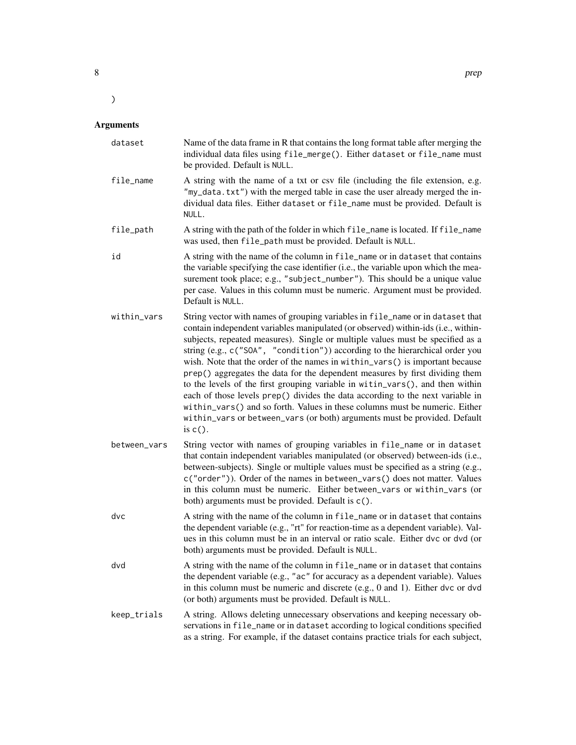)

## Arguments

**dataset**
Name of the data frame in R that contains the long format table after merging the individual data files using `file_merge()`. Either `dataset` or `file_name` must be provided. Default is `NULL`.

**file_name**
A string with the name of a txt or csv file (including the file extension, e.g. `"my_data.txt"`) with the merged table in case the user already merged the individual data files. Either `dataset` or `file_name` must be provided. Default is `NULL`.

**file_path**
A string with the path of the folder in which `file_name` is located. If `file_name` was used, then `file_path` must be provided. Default is `NULL`.

**id**
A string with the name of the column in `file_name` or in `dataset` that contains the variable specifying the case identifier (i.e., the variable upon which the measurement took place; e.g., `"subject_number"`). This should be a unique value per case. Values in this column must be numeric. Argument must be provided. Default is `NULL`.

**within_vars**
String vector with names of grouping variables in `file_name` or in `dataset` that contain independent variables manipulated (or observed) within-ids (i.e., within-subjects, repeated measures). Single or multiple values must be specified as a string (e.g., `c("SOA", "condition")`) according to the hierarchical order you wish. Note that the order of the names in `within_vars()` is important because `prep()` aggregates the data for the dependent measures by first dividing them to the levels of the first grouping variable in `witin_vars()`, and then within each of those levels `prep()` divides the data according to the next variable in `within_vars()` and so forth. Values in these columns must be numeric. Either `within_vars` or `between_vars` (or both) arguments must be provided. Default is `c()`.

**between_vars**
String vector with names of grouping variables in `file_name` or in `dataset` that contain independent variables manipulated (or observed) between-ids (i.e., between-subjects). Single or multiple values must be specified as a string (e.g., `c("order")`). Order of the names in `between_vars()` does not matter. Values in this column must be numeric. Either `between_vars` or `within_vars` (or both) arguments must be provided. Default is `c()`.

**dvc**
A string with the name of the column in `file_name` or in `dataset` that contains the dependent variable (e.g., "rt" for reaction-time as a dependent variable). Values in this column must be in an interval or ratio scale. Either `dvc` or `dvd` (or both) arguments must be provided. Default is `NULL`.

**dvd**
A string with the name of the column in `file_name` or in `dataset` that contains the dependent variable (e.g., `"ac"` for accuracy as a dependent variable). Values in this column must be numeric and discrete (e.g., 0 and 1). Either `dvc` or `dvd` (or both) arguments must be provided. Default is `NULL`.

**keep_trials**
A string. Allows deleting unnecessary observations and keeping necessary observations in `file_name` or in `dataset` according to logical conditions specified as a string. For example, if the dataset contains practice trials for each subject,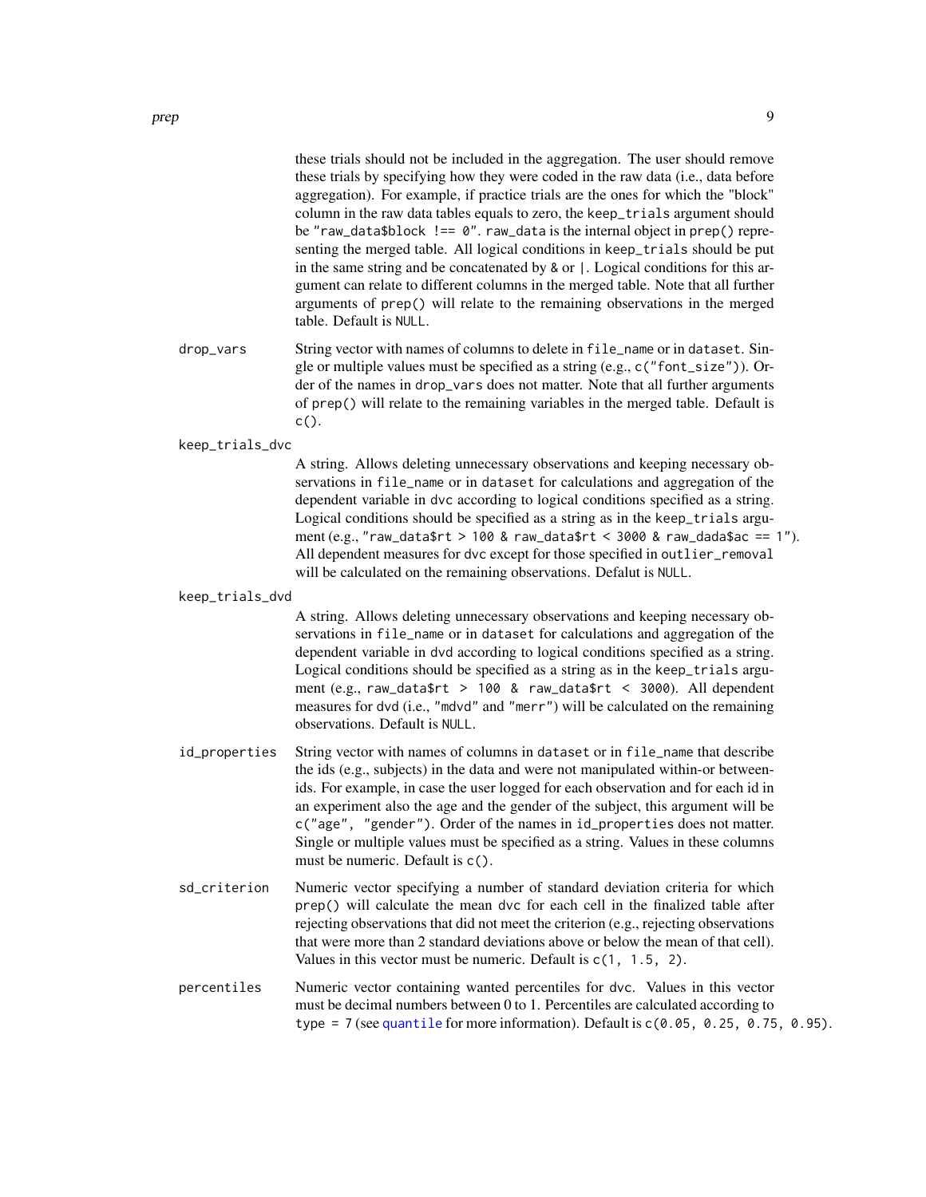these trials should not be included in the aggregation. The user should remove these trials by specifying how they were coded in the raw data (i.e., data before aggregation). For example, if practice trials are the ones for which the "block" column in the raw data tables equals to zero, the `keep_trials` argument should be `"raw_data$block !== 0"`. `raw_data` is the internal object in `prep()` representing the merged table. All logical conditions in `keep_trials` should be put in the same string and be concatenated by `&` or `|`. Logical conditions for this argument can relate to different columns in the merged table. Note that all further arguments of `prep()` will relate to the remaining observations in the merged table. Default is `NULL`.

`drop_vars`
: String vector with names of columns to delete in `file_name` or in `dataset`. Single or multiple values must be specified as a string (e.g., `c("font_size")`). Order of the names in `drop_vars` does not matter. Note that all further arguments of `prep()` will relate to the remaining variables in the merged table. Default is `c()`.

`keep_trials_dvc`
: A string. Allows deleting unnecessary observations and keeping necessary observations in `file_name` or in `dataset` for calculations and aggregation of the dependent variable in `dvc` according to logical conditions specified as a string. Logical conditions should be specified as a string as in the `keep_trials` argument (e.g., `"raw_data$rt > 100 & raw_data$rt < 3000 & raw_dada$ac == 1"`). All dependent measures for `dvc` except for those specified in `outlier_removal` will be calculated on the remaining observations. Defalut is `NULL`.

`keep_trials_dvd`
: A string. Allows deleting unnecessary observations and keeping necessary observations in `file_name` or in `dataset` for calculations and aggregation of the dependent variable in `dvd` according to logical conditions specified as a string. Logical conditions should be specified as a string as in the `keep_trials` argument (e.g., `raw_data$rt > 100 & raw_data$rt < 3000`). All dependent measures for `dvd` (i.e., `"mdvd"` and `"merr"`) will be calculated on the remaining observations. Default is `NULL`.

`id_properties`
: String vector with names of columns in `dataset` or in `file_name` that describe the ids (e.g., subjects) in the data and were not manipulated within-or between-ids. For example, in case the user logged for each observation and for each id in an experiment also the age and the gender of the subject, this argument will be `c("age", "gender")`. Order of the names in `id_properties` does not matter. Single or multiple values must be specified as a string. Values in these columns must be numeric. Default is `c()`.

`sd_criterion`
: Numeric vector specifying a number of standard deviation criteria for which `prep()` will calculate the mean `dvc` for each cell in the finalized table after rejecting observations that did not meet the criterion (e.g., rejecting observations that were more than 2 standard deviations above or below the mean of that cell). Values in this vector must be numeric. Default is `c(1, 1.5, 2)`.

`percentiles`
: Numeric vector containing wanted percentiles for `dvc`. Values in this vector must be decimal numbers between 0 to 1. Percentiles are calculated according to `type = 7` (see `quantile` for more information). Default is `c(0.05, 0.25, 0.75, 0.95)`.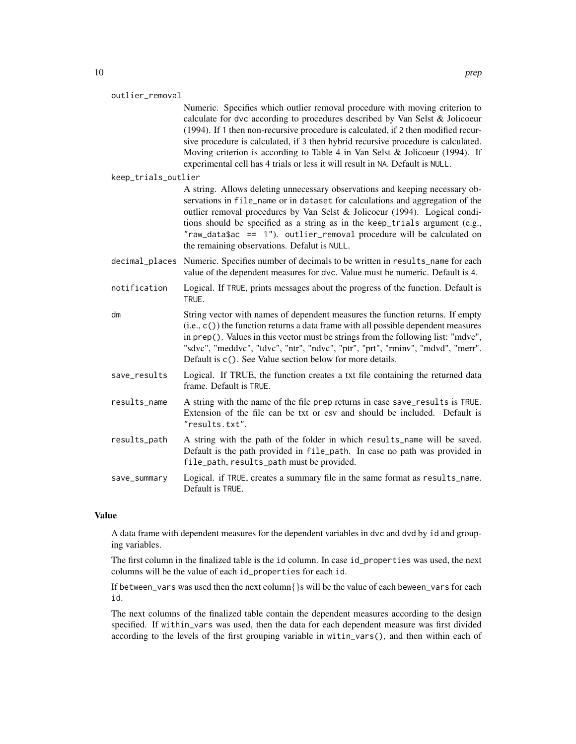`outlier_removal`
: Numeric. Specifies which outlier removal procedure with moving criterion to calculate for `dvc` according to procedures described by Van Selst & Jolicoeur (1994). If `1` then non-recursive procedure is calculated, if `2` then modified recursive procedure is calculated, if `3` then hybrid recursive procedure is calculated. Moving criterion is according to Table 4 in Van Selst & Jolicoeur (1994). If experimental cell has 4 trials or less it will result in `NA`. Default is `NULL`.

`keep_trials_outlier`
: A string. Allows deleting unnecessary observations and keeping necessary observations in `file_name` or in `dataset` for calculations and aggregation of the outlier removal procedures by Van Selst & Jolicoeur (1994). Logical conditions should be specified as a string as in the `keep_trials` argument (e.g., `"raw_data$ac == 1"`). `outlier_removal` procedure will be calculated on the remaining observations. Defalut is `NULL`.

`decimal_places`
: Numeric. Specifies number of decimals to be written in `results_name` for each value of the dependent measures for `dvc`. Value must be numeric. Default is `4`.

`notification`
: Logical. If `TRUE`, prints messages about the progress of the function. Default is `TRUE`.

`dm`
: String vector with names of dependent measures the function returns. If empty (i.e., `c()`) the function returns a data frame with all possible dependent measures in `prep()`. Values in this vector must be strings from the following list: "mdvc", "sdvc", "meddvc", "tdvc", "ntr", "ndvc", "ptr", "prt", "rminv", "mdvd", "merr". Default is `c()`. See Value section below for more details.

`save_results`
: Logical. If TRUE, the function creates a txt file containing the returned data frame. Default is `TRUE`.

`results_name`
: A string with the name of the file `prep` returns in case `save_results` is `TRUE`. Extension of the file can be txt or csv and should be included. Default is `"results.txt"`.

`results_path`
: A string with the path of the folder in which `results_name` will be saved. Default is the path provided in `file_path`. In case no path was provided in `file_path`, `results_path` must be provided.

`save_summary`
: Logical. if `TRUE`, creates a summary file in the same format as `results_name`. Default is `TRUE`.

## Value

A data frame with dependent measures for the dependent variables in `dvc` and `dvd` by `id` and grouping variables.

The first column in the finalized table is the `id` column. In case `id_properties` was used, the next columns will be the value of each `id_properties` for each `id`.

If `between_vars` was used then the next column{}s will be the value of each `beween_vars` for each `id`.

The next columns of the finalized table contain the dependent measures according to the design specified. If `within_vars` was used, then the data for each dependent measure was first divided according to the levels of the first grouping variable in `witin_vars()`, and then within each of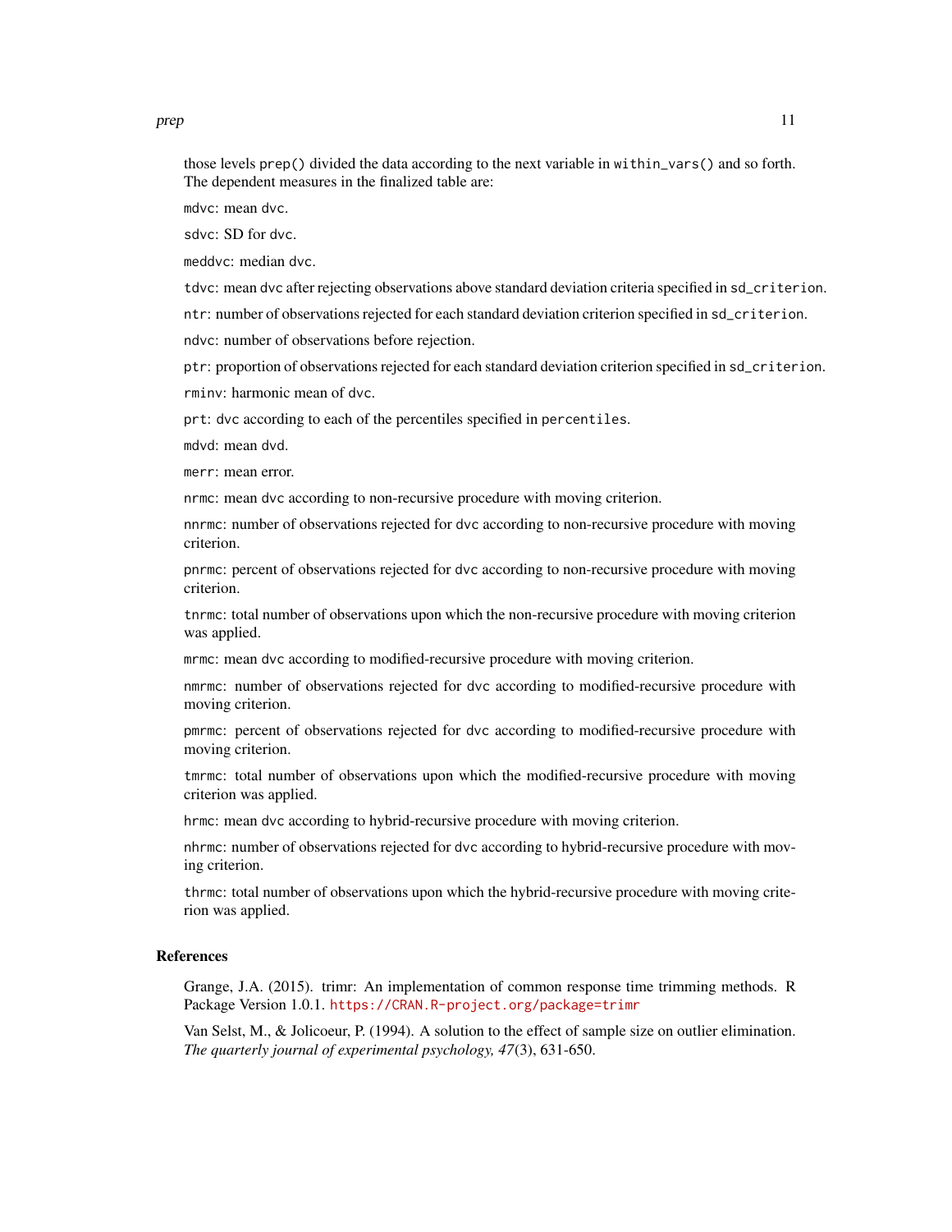those levels `prep()` divided the data according to the next variable in `within_vars()` and so forth. The dependent measures in the finalized table are:

`mdvc`: mean `dvc`.

`sdvc`: SD for `dvc`.

`meddvc`: median `dvc`.

`tdvc`: mean `dvc` after rejecting observations above standard deviation criteria specified in `sd_criterion`.

`ntr`: number of observations rejected for each standard deviation criterion specified in `sd_criterion`.

`ndvc`: number of observations before rejection.

`ptr`: proportion of observations rejected for each standard deviation criterion specified in `sd_criterion`.

`rminv`: harmonic mean of `dvc`.

`prt`: `dvc` according to each of the percentiles specified in `percentiles`.

`mdvd`: mean `dvd`.

`merr`: mean error.

`nrmc`: mean `dvc` according to non-recursive procedure with moving criterion.

`nnrmc`: number of observations rejected for `dvc` according to non-recursive procedure with moving criterion.

`pnrmc`: percent of observations rejected for `dvc` according to non-recursive procedure with moving criterion.

`tnrmc`: total number of observations upon which the non-recursive procedure with moving criterion was applied.

`mrmc`: mean `dvc` according to modified-recursive procedure with moving criterion.

`nmrmc`: number of observations rejected for `dvc` according to modified-recursive procedure with moving criterion.

`pmrmc`: percent of observations rejected for `dvc` according to modified-recursive procedure with moving criterion.

`tmrmc`: total number of observations upon which the modified-recursive procedure with moving criterion was applied.

`hrmc`: mean `dvc` according to hybrid-recursive procedure with moving criterion.

`nhrmc`: number of observations rejected for `dvc` according to hybrid-recursive procedure with moving criterion.

`thrmc`: total number of observations upon which the hybrid-recursive procedure with moving criterion was applied.

### References

Grange, J.A. (2015). trimr: An implementation of common response time trimming methods. R Package Version 1.0.1. https://CRAN.R-project.org/package=trimr

Van Selst, M., & Jolicoeur, P. (1994). A solution to the effect of sample size on outlier elimination. *The quarterly journal of experimental psychology, 47*(3), 631-650.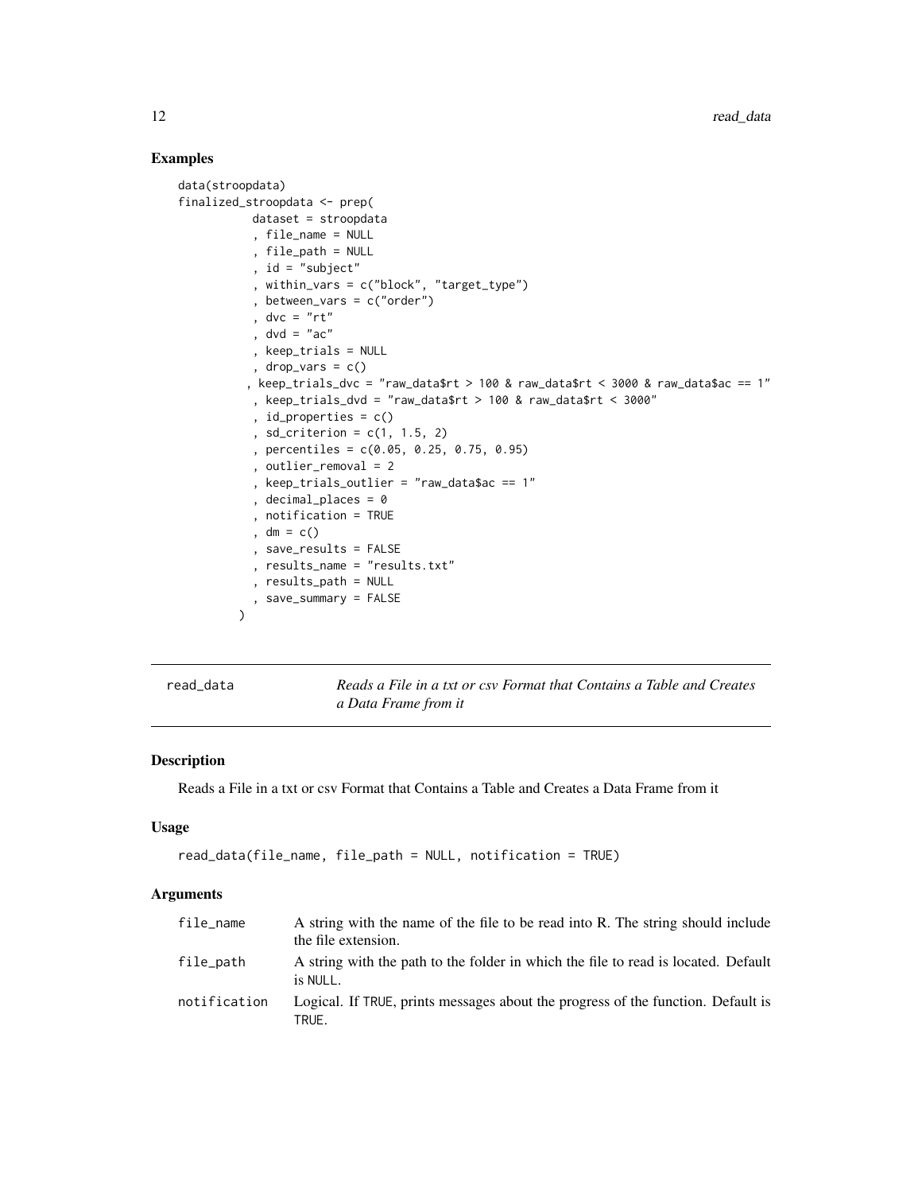## Examples

```
data(stroopdata)
finalized_stroopdata <- prep(
           dataset = stroopdata
            , file_name = NULL
            , file_path = NULL
            , id = "subject"
            , within_vars = c("block", "target_type")
            , between_vars = c("order")
            , dvc = "rt"
            , dvd = "ac"
            , keep_trials = NULL
            , drop_vars = c()
           , keep_trials_dvc = "raw_data$rt > 100 & raw_data$rt < 3000 & raw_data$ac == 1"
            , keep_trials_dvd = "raw_data$rt > 100 & raw_data$rt < 3000"
            , id_properties = c()
            , sd_criterion = c(1, 1.5, 2)
            , percentiles = c(0.05, 0.25, 0.75, 0.95)
            , outlier_removal = 2
            , keep_trials_outlier = "raw_data$ac == 1"
            , decimal_places = 0
            , notification = TRUE
            , dm = c()
            , save_results = FALSE
            , results_name = "results.txt"
            , results_path = NULL
            , save_summary = FALSE
          )
```

---

# read_data — *Reads a File in a txt or csv Format that Contains a Table and Creates a Data Frame from it*

---

## Description

Reads a File in a txt or csv Format that Contains a Table and Creates a Data Frame from it

## Usage

```
read_data(file_name, file_path = NULL, notification = TRUE)
```

## Arguments

| | |
|---|---|
| `file_name` | A string with the name of the file to be read into R. The string should include the file extension. |
| `file_path` | A string with the path to the folder in which the file to read is located. Default is `NULL`. |
| `notification` | Logical. If `TRUE`, prints messages about the progress of the function. Default is `TRUE`. |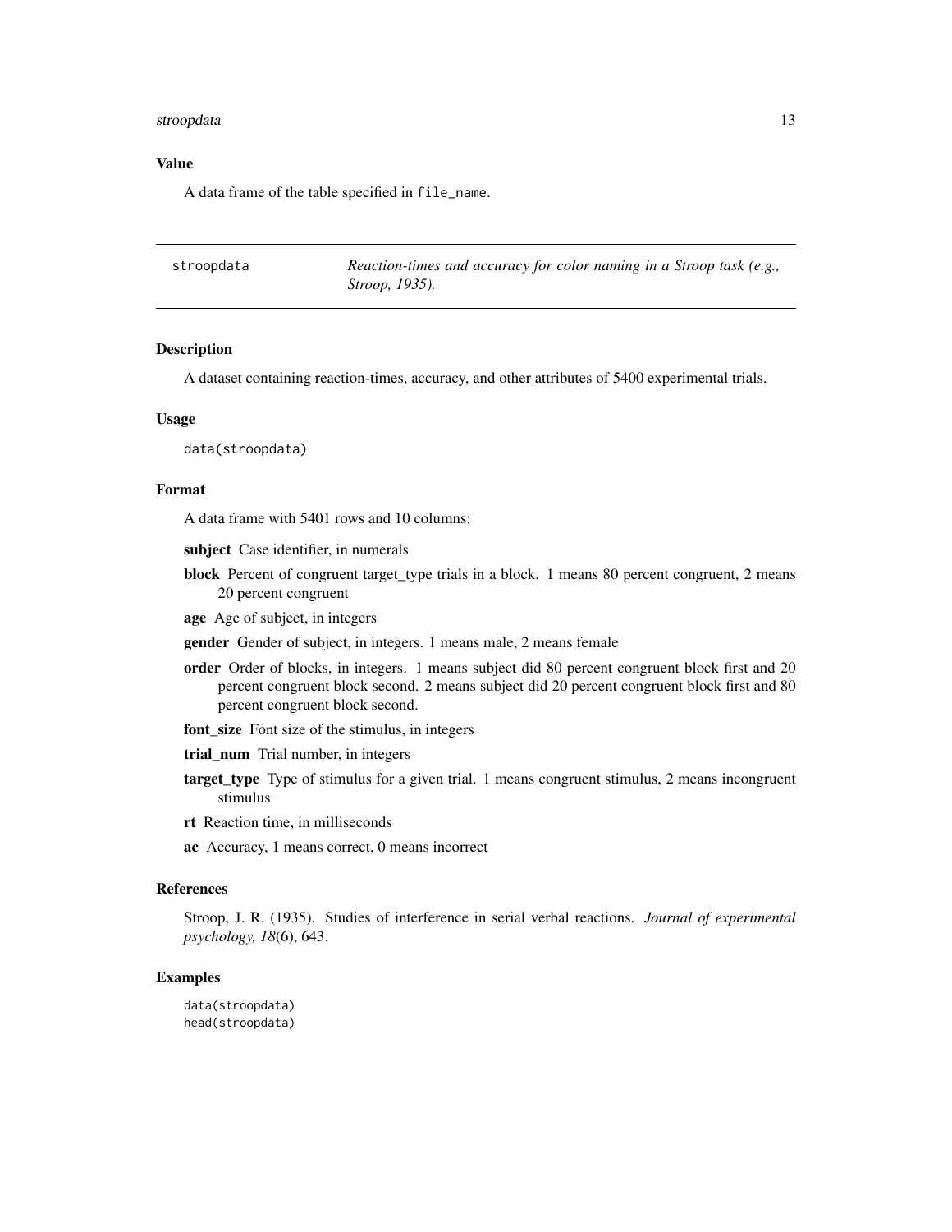### Value

A data frame of the table specified in `file_name`.

---

`stroopdata` *Reaction-times and accuracy for color naming in a Stroop task (e.g., Stroop, 1935).*

---

### Description

A dataset containing reaction-times, accuracy, and other attributes of 5400 experimental trials.

### Usage

```
data(stroopdata)
```

### Format

A data frame with 5401 rows and 10 columns:

**subject** Case identifier, in numerals

**block** Percent of congruent target_type trials in a block. 1 means 80 percent congruent, 2 means 20 percent congruent

**age** Age of subject, in integers

**gender** Gender of subject, in integers. 1 means male, 2 means female

**order** Order of blocks, in integers. 1 means subject did 80 percent congruent block first and 20 percent congruent block second. 2 means subject did 20 percent congruent block first and 80 percent congruent block second.

**font_size** Font size of the stimulus, in integers

**trial_num** Trial number, in integers

**target_type** Type of stimulus for a given trial. 1 means congruent stimulus, 2 means incongruent stimulus

**rt** Reaction time, in milliseconds

**ac** Accuracy, 1 means correct, 0 means incorrect

### References

Stroop, J. R. (1935). Studies of interference in serial verbal reactions. *Journal of experimental psychology, 18*(6), 643.

### Examples

```
data(stroopdata)
head(stroopdata)
```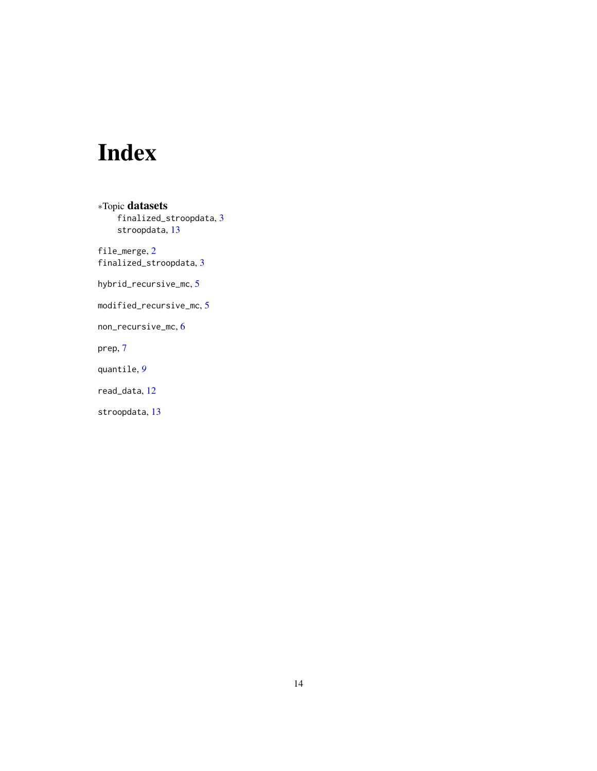# Index

*Topic **datasets**
    finalized_stroopdata, 3
    stroopdata, 13

file_merge, 2
finalized_stroopdata, 3

hybrid_recursive_mc, 5

modified_recursive_mc, 5

non_recursive_mc, 6

prep, 7

quantile, *9*

read_data, 12

stroopdata, 13